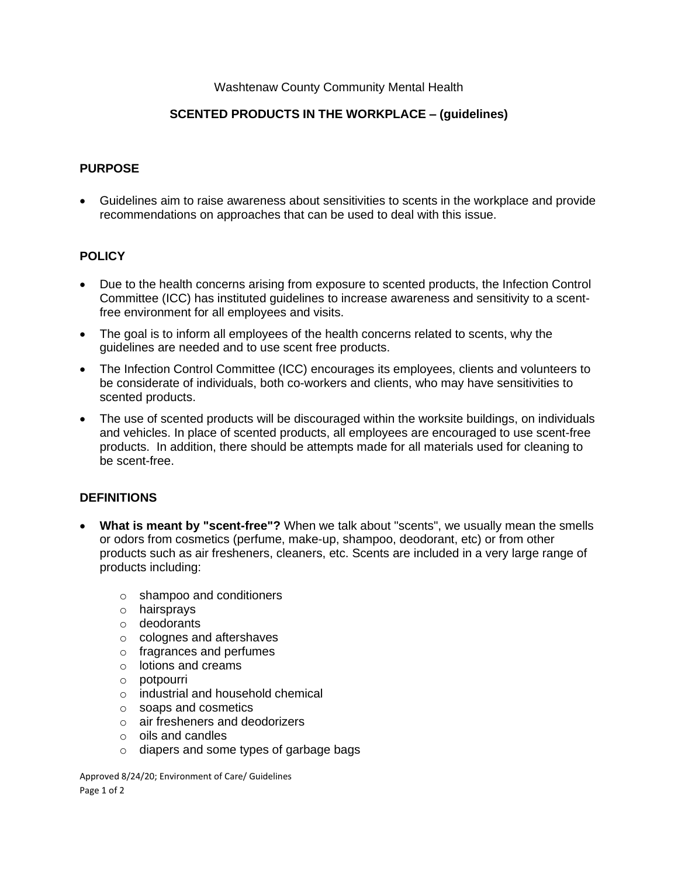Washtenaw County Community Mental Health

# SCENTED PRODUCTS IN THE WORKPLACE – (guidelines)

## PURPOSE

- Guidelines aim to raise awareness about sensitivities to scents in the workplace and provide recommendations on approaches that can be used to deal with this issue.

## POLICY

- Due to the health concerns arising from exposure to scented products, the Infection Control Committee (ICC) has instituted guidelines to increase awareness and sensitivity to a scent-free environment for all employees and visits.
- The goal is to inform all employees of the health concerns related to scents, why the guidelines are needed and to use scent free products.
- The Infection Control Committee (ICC) encourages its employees, clients and volunteers to be considerate of individuals, both co-workers and clients, who may have sensitivities to scented products.
- The use of scented products will be discouraged within the worksite buildings, on individuals and vehicles. In place of scented products, all employees are encouraged to use scent-free products. In addition, there should be attempts made for all materials used for cleaning to be scent-free.

## DEFINITIONS

- **What is meant by "scent-free"?** When we talk about "scents", we usually mean the smells or odors from cosmetics (perfume, make-up, shampoo, deodorant, etc) or from other products such as air fresheners, cleaners, etc. Scents are included in a very large range of products including:
  - shampoo and conditioners
  - hairsprays
  - deodorants
  - colognes and aftershaves
  - fragrances and perfumes
  - lotions and creams
  - potpourri
  - industrial and household chemical
  - soaps and cosmetics
  - air fresheners and deodorizers
  - oils and candles
  - diapers and some types of garbage bags

Approved 8/24/20; Environment of Care/ Guidelines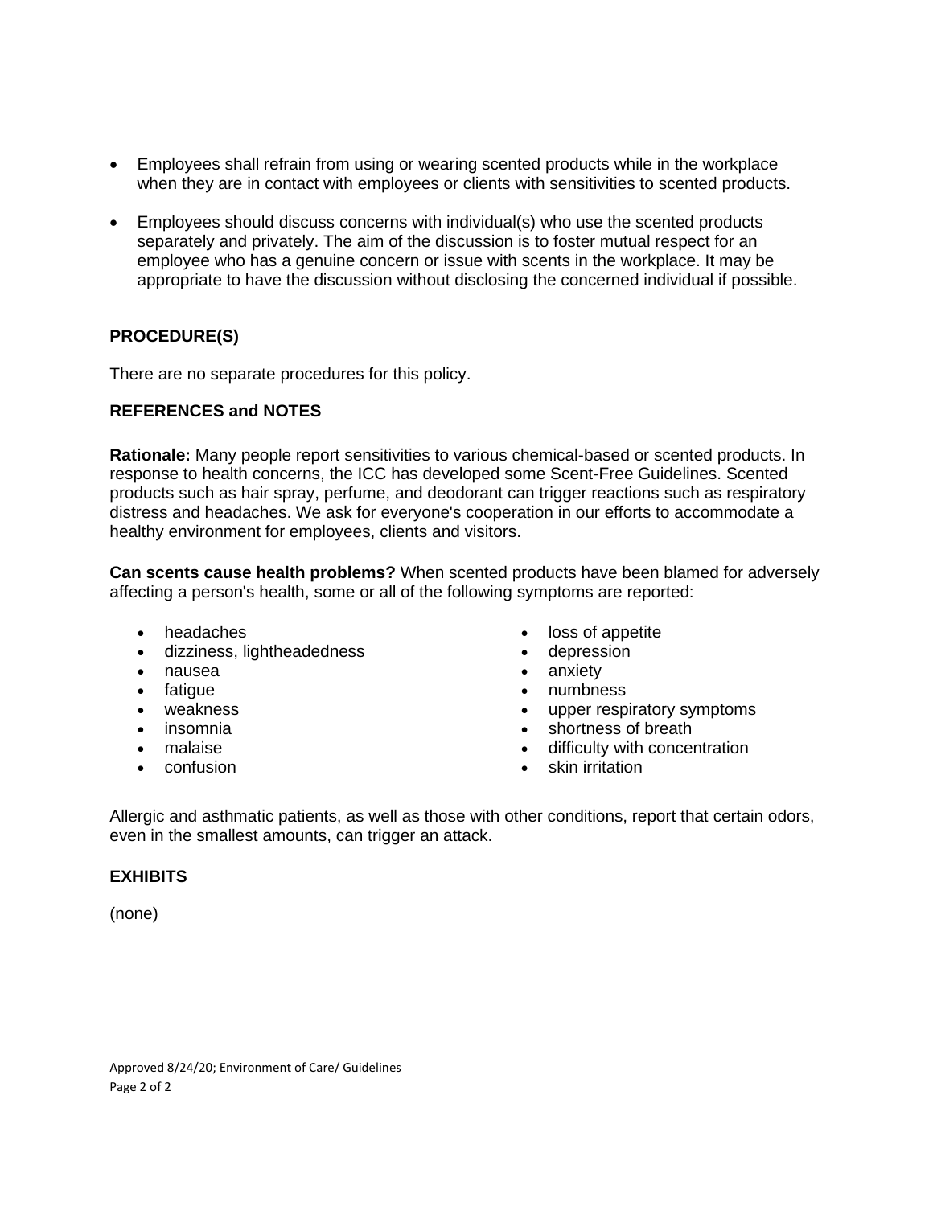- Employees shall refrain from using or wearing scented products while in the workplace when they are in contact with employees or clients with sensitivities to scented products.

- Employees should discuss concerns with individual(s) who use the scented products separately and privately. The aim of the discussion is to foster mutual respect for an employee who has a genuine concern or issue with scents in the workplace. It may be appropriate to have the discussion without disclosing the concerned individual if possible.

## PROCEDURE(S)

There are no separate procedures for this policy.

## REFERENCES and NOTES

**Rationale:** Many people report sensitivities to various chemical-based or scented products. In response to health concerns, the ICC has developed some Scent-Free Guidelines. Scented products such as hair spray, perfume, and deodorant can trigger reactions such as respiratory distress and headaches. We ask for everyone's cooperation in our efforts to accommodate a healthy environment for employees, clients and visitors.

**Can scents cause health problems?** When scented products have been blamed for adversely affecting a person's health, some or all of the following symptoms are reported:

- headaches
- dizziness, lightheadedness
- nausea
- fatigue
- weakness
- insomnia
- malaise
- confusion
- loss of appetite
- depression
- anxiety
- numbness
- upper respiratory symptoms
- shortness of breath
- difficulty with concentration
- skin irritation

Allergic and asthmatic patients, as well as those with other conditions, report that certain odors, even in the smallest amounts, can trigger an attack.

## EXHIBITS

(none)

Approved 8/24/20; Environment of Care/ Guidelines